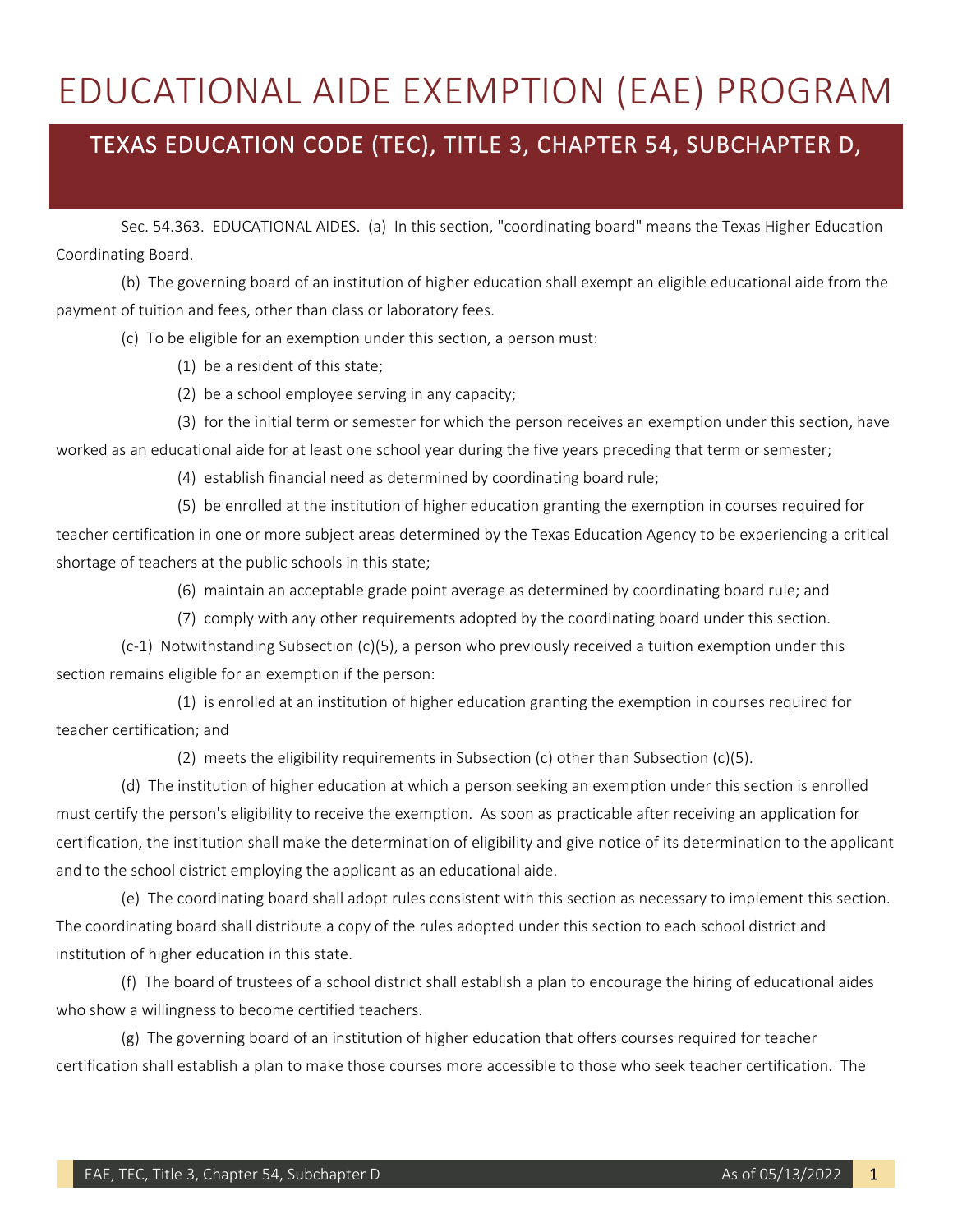# EDUCATIONAL AIDE EXEMPTION (EAE) PROGRAM

## TEXAS EDUCATION CODE (TEC), TITLE 3, CHAPTER 54, SUBCHAPTER D,

Sec. 54.363. EDUCATIONAL AIDES. (a) In this section, "coordinating board" means the Texas Higher Education Coordinating Board.

(b) The governing board of an institution of higher education shall exempt an eligible educational aide from the payment of tuition and fees, other than class or laboratory fees.

(c) To be eligible for an exemption under this section, a person must:

(1) be a resident of this state;

(2) be a school employee serving in any capacity;

(3) for the initial term or semester for which the person receives an exemption under this section, have worked as an educational aide for at least one school year during the five years preceding that term or semester;

(4) establish financial need as determined by coordinating board rule;

(5) be enrolled at the institution of higher education granting the exemption in courses required for teacher certification in one or more subject areas determined by the Texas Education Agency to be experiencing a critical shortage of teachers at the public schools in this state;

(6) maintain an acceptable grade point average as determined by coordinating board rule; and

(7) comply with any other requirements adopted by the coordinating board under this section.

(c-1) Notwithstanding Subsection (c)(5), a person who previously received a tuition exemption under this section remains eligible for an exemption if the person:

(1) is enrolled at an institution of higher education granting the exemption in courses required for teacher certification; and

(2) meets the eligibility requirements in Subsection (c) other than Subsection (c)(5).

(d) The institution of higher education at which a person seeking an exemption under this section is enrolled must certify the person's eligibility to receive the exemption. As soon as practicable after receiving an application for certification, the institution shall make the determination of eligibility and give notice of its determination to the applicant and to the school district employing the applicant as an educational aide.

(e) The coordinating board shall adopt rules consistent with this section as necessary to implement this section. The coordinating board shall distribute a copy of the rules adopted under this section to each school district and institution of higher education in this state.

(f) The board of trustees of a school district shall establish a plan to encourage the hiring of educational aides who show a willingness to become certified teachers.

(g) The governing board of an institution of higher education that offers courses required for teacher certification shall establish a plan to make those courses more accessible to those who seek teacher certification. The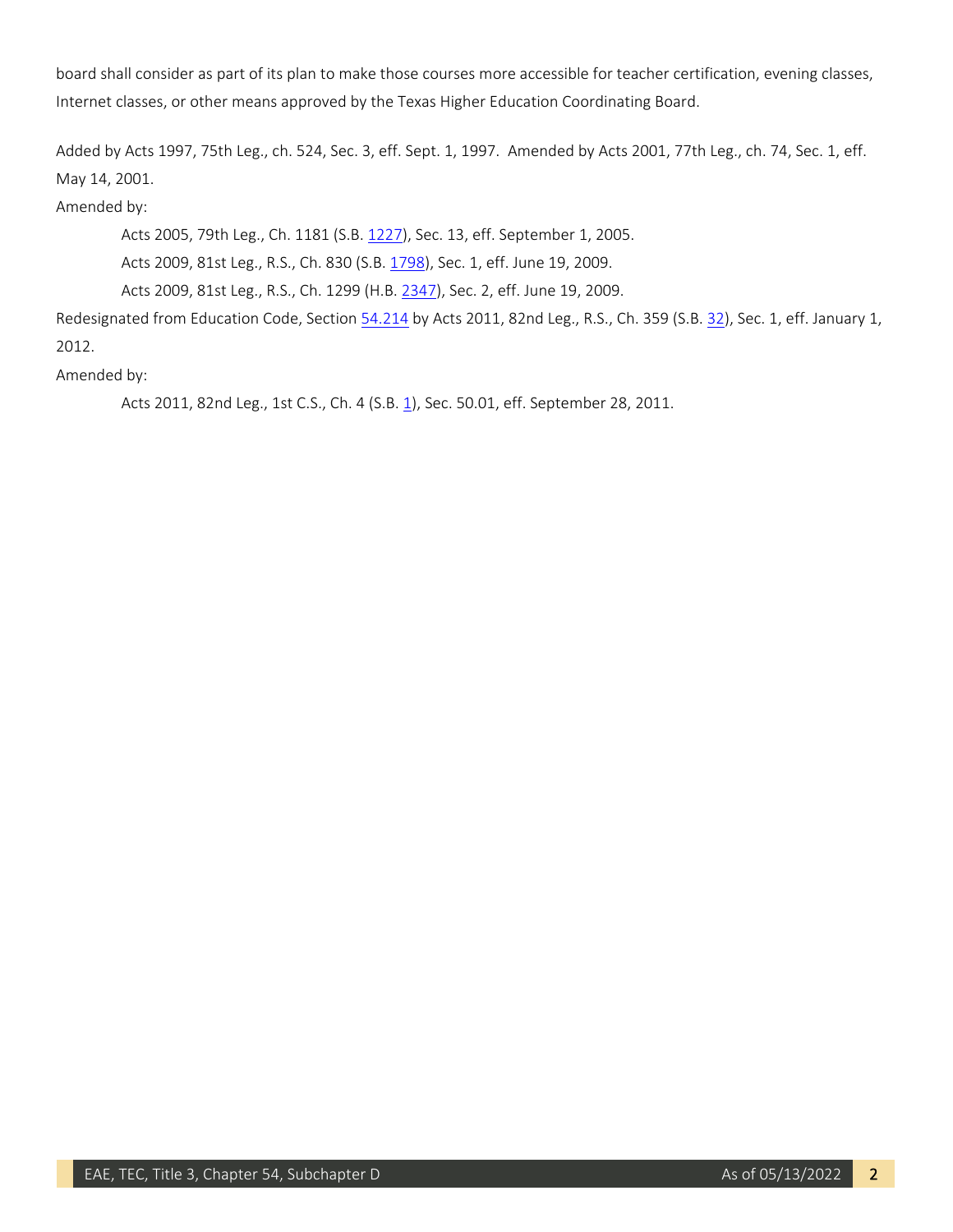board shall consider as part of its plan to make those courses more accessible for teacher certification, evening classes, Internet classes, or other means approved by the Texas Higher Education Coordinating Board.

Added by Acts 1997, 75th Leg., ch. 524, Sec. 3, eff. Sept. 1, 1997. Amended by Acts 2001, 77th Leg., ch. 74, Sec. 1, eff. May 14, 2001.

Amended by:

Acts 2005, 79th Leg., Ch. 1181 (S.B. 1227), Sec. 13, eff. September 1, 2005.

Acts 2009, 81st Leg., R.S., Ch. 830 (S.B. 1798), Sec. 1, eff. June 19, 2009.

Acts 2009, 81st Leg., R.S., Ch. 1299 (H.B. 2347), Sec. 2, eff. June 19, 2009.

Redesignated from Education Code, Section 54.214 by Acts 2011, 82nd Leg., R.S., Ch. 359 (S.B. 32), Sec. 1, eff. January 1, 2012.

Amended by:

Acts 2011, 82nd Leg., 1st C.S., Ch. 4 (S.B. 1), Sec. 50.01, eff. September 28, 2011.